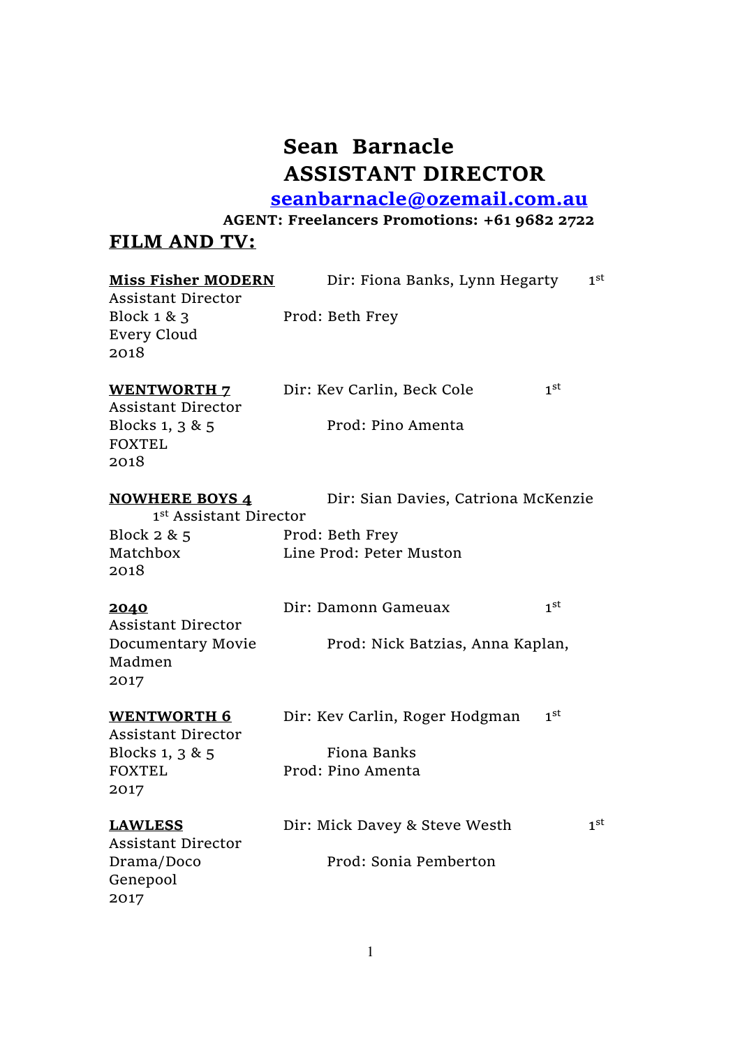# Sean Barnacle
# ASSISTANT DIRECTOR

**seanbarnacle@ozemail.com.au**

**AGENT: Freelancers Promotions: +61 9682 2722**

## FILM AND TV:

**Miss Fisher MODERN** Dir: Fiona Banks, Lynn Hegarty 1st Assistant Director
Block 1 & 3 Prod: Beth Frey
Every Cloud
2018

**WENTWORTH 7** Dir: Kev Carlin, Beck Cole 1st Assistant Director
Blocks 1, 3 & 5 Prod: Pino Amenta
FOXTEL
2018

**NOWHERE BOYS 4** Dir: Sian Davies, Catriona McKenzie 1st Assistant Director
Block 2 & 5 Prod: Beth Frey
Matchbox Line Prod: Peter Muston
2018

**2040** Dir: Damonn Gameuax 1st Assistant Director
Documentary Movie Prod: Nick Batzias, Anna Kaplan,
Madmen
2017

**WENTWORTH 6** Dir: Kev Carlin, Roger Hodgman 1st Assistant Director
Blocks 1, 3 & 5 Fiona Banks
FOXTEL Prod: Pino Amenta
2017

**LAWLESS** Dir: Mick Davey & Steve Westh 1st Assistant Director
Drama/Doco Prod: Sonia Pemberton
Genepool
2017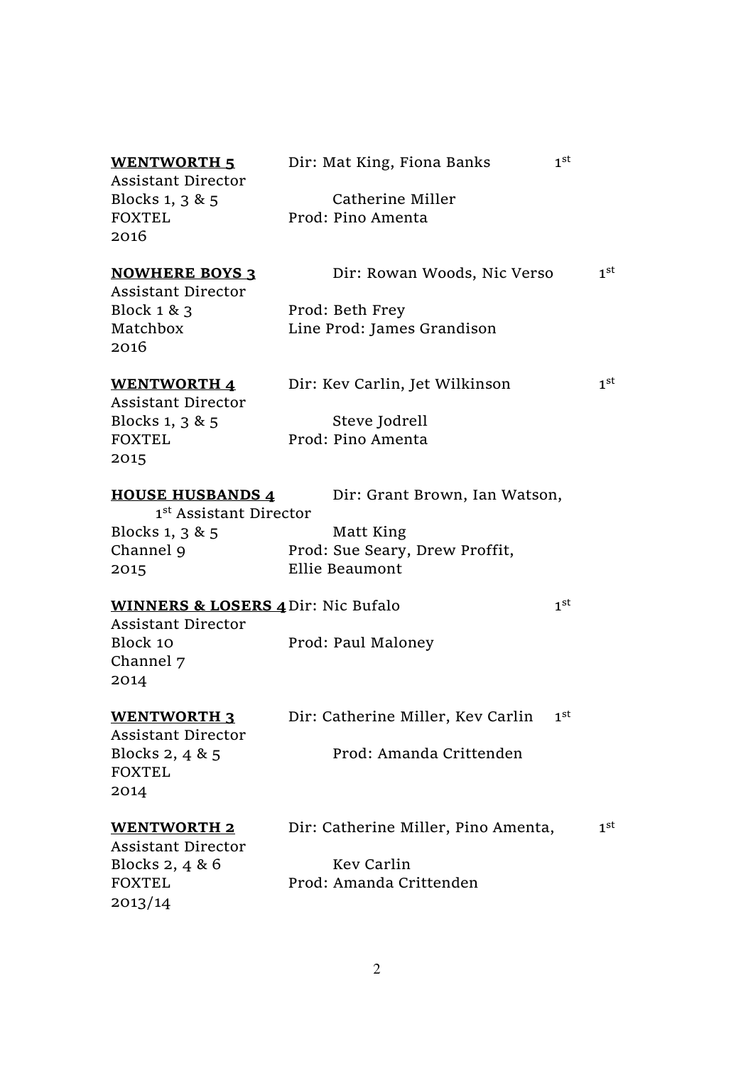**WENTWORTH 5**
1st Assistant Director
Blocks 1, 3 & 5
FOXTEL
2016

Dir: Mat King, Fiona Banks
Catherine Miller
Prod: Pino Amenta

**NOWHERE BOYS 3**
1st Assistant Director
Block 1 & 3
Matchbox
2016

Dir: Rowan Woods, Nic Verso
Prod: Beth Frey
Line Prod: James Grandison

**WENTWORTH 4**
1st Assistant Director
Blocks 1, 3 & 5
FOXTEL
2015

Dir: Kev Carlin, Jet Wilkinson
Steve Jodrell
Prod: Pino Amenta

**HOUSE HUSBANDS 4**
1st Assistant Director
Blocks 1, 3 & 5
Channel 9
2015

Dir: Grant Brown, Ian Watson,
Matt King
Prod: Sue Seary, Drew Proffit,
Ellie Beaumont

**WINNERS & LOSERS 4**
1st Assistant Director
Block 10
Channel 7
2014

Dir: Nic Bufalo
Prod: Paul Maloney

**WENTWORTH 3**
1st Assistant Director
Blocks 2, 4 & 5
FOXTEL
2014

Dir: Catherine Miller, Kev Carlin
Prod: Amanda Crittenden

**WENTWORTH 2**
1st Assistant Director
Blocks 2, 4 & 6
FOXTEL
2013/14

Dir: Catherine Miller, Pino Amenta,
Kev Carlin
Prod: Amanda Crittenden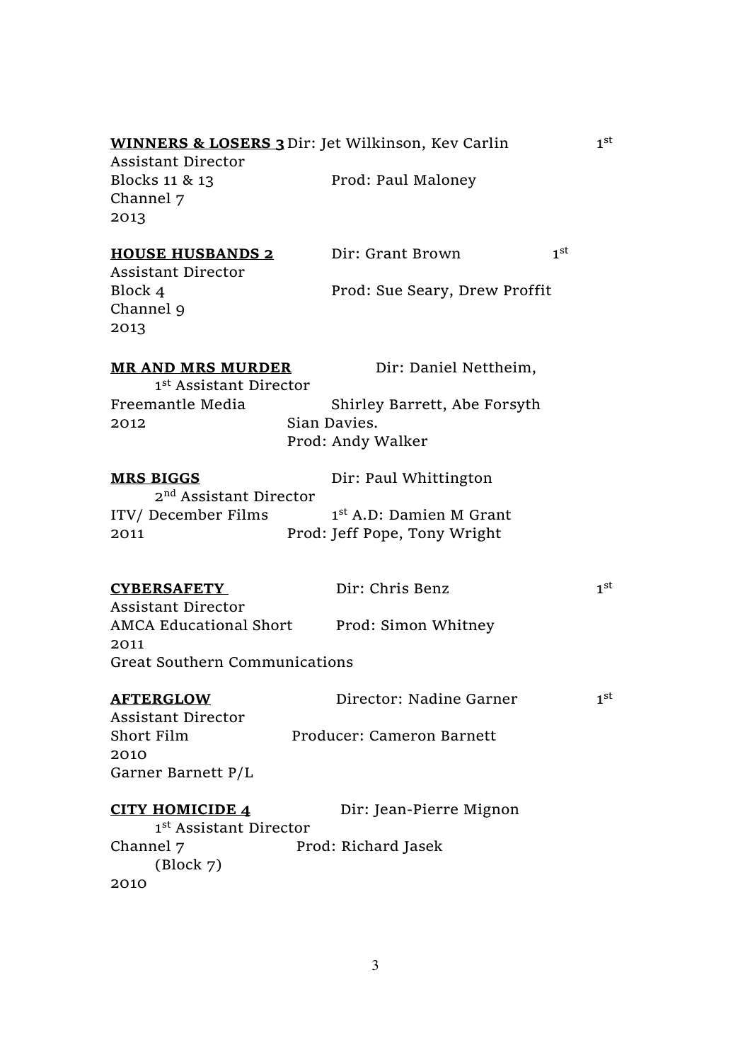**WINNERS & LOSERS 3** Dir: Jet Wilkinson, Kev Carlin 1st Assistant Director
Blocks 11 & 13 Prod: Paul Maloney
Channel 7
2013

**HOUSE HUSBANDS 2** Dir: Grant Brown 1st Assistant Director
Block 4 Prod: Sue Seary, Drew Proffit
Channel 9
2013

**MR AND MRS MURDER** Dir: Daniel Nettheim,
1st Assistant Director
Freemantle Media Shirley Barrett, Abe Forsyth
2012 Sian Davies.
Prod: Andy Walker

**MRS BIGGS** Dir: Paul Whittington
2nd Assistant Director
ITV/ December Films 1st A.D: Damien M Grant
2011 Prod: Jeff Pope, Tony Wright

**CYBERSAFETY** Dir: Chris Benz 1st Assistant Director
AMCA Educational Short Prod: Simon Whitney
2011
Great Southern Communications

**AFTERGLOW** Director: Nadine Garner 1st Assistant Director
Short Film Producer: Cameron Barnett
2010
Garner Barnett P/L

**CITY HOMICIDE 4** Dir: Jean-Pierre Mignon
1st Assistant Director
Channel 7 Prod: Richard Jasek
(Block 7)
2010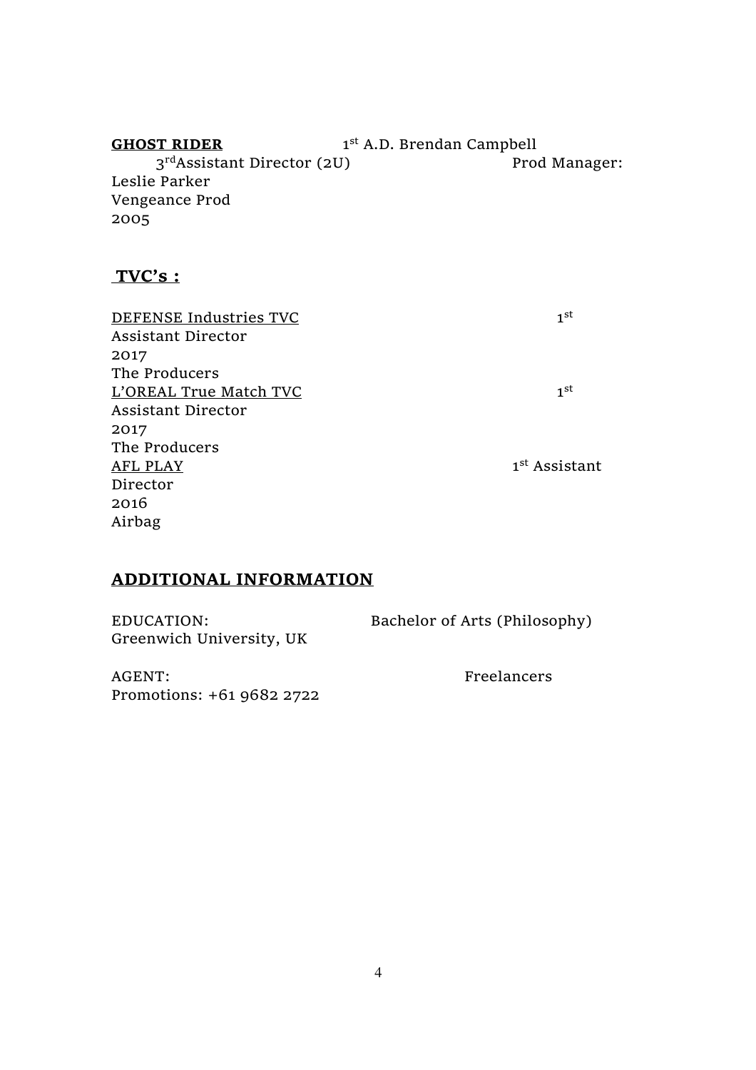**GHOST RIDER** 1st A.D. Brendan Campbell
3rd Assistant Director (2U) Prod Manager:
Leslie Parker
Vengeance Prod
2005

## TVC's :

DEFENSE Industries TVC 1st
Assistant Director
2017
The Producers

L'OREAL True Match TVC 1st
Assistant Director
2017
The Producers

AFL PLAY 1st Assistant
Director
2016
Airbag

## ADDITIONAL INFORMATION

EDUCATION: Bachelor of Arts (Philosophy)
Greenwich University, UK

AGENT: Freelancers
Promotions: +61 9682 2722